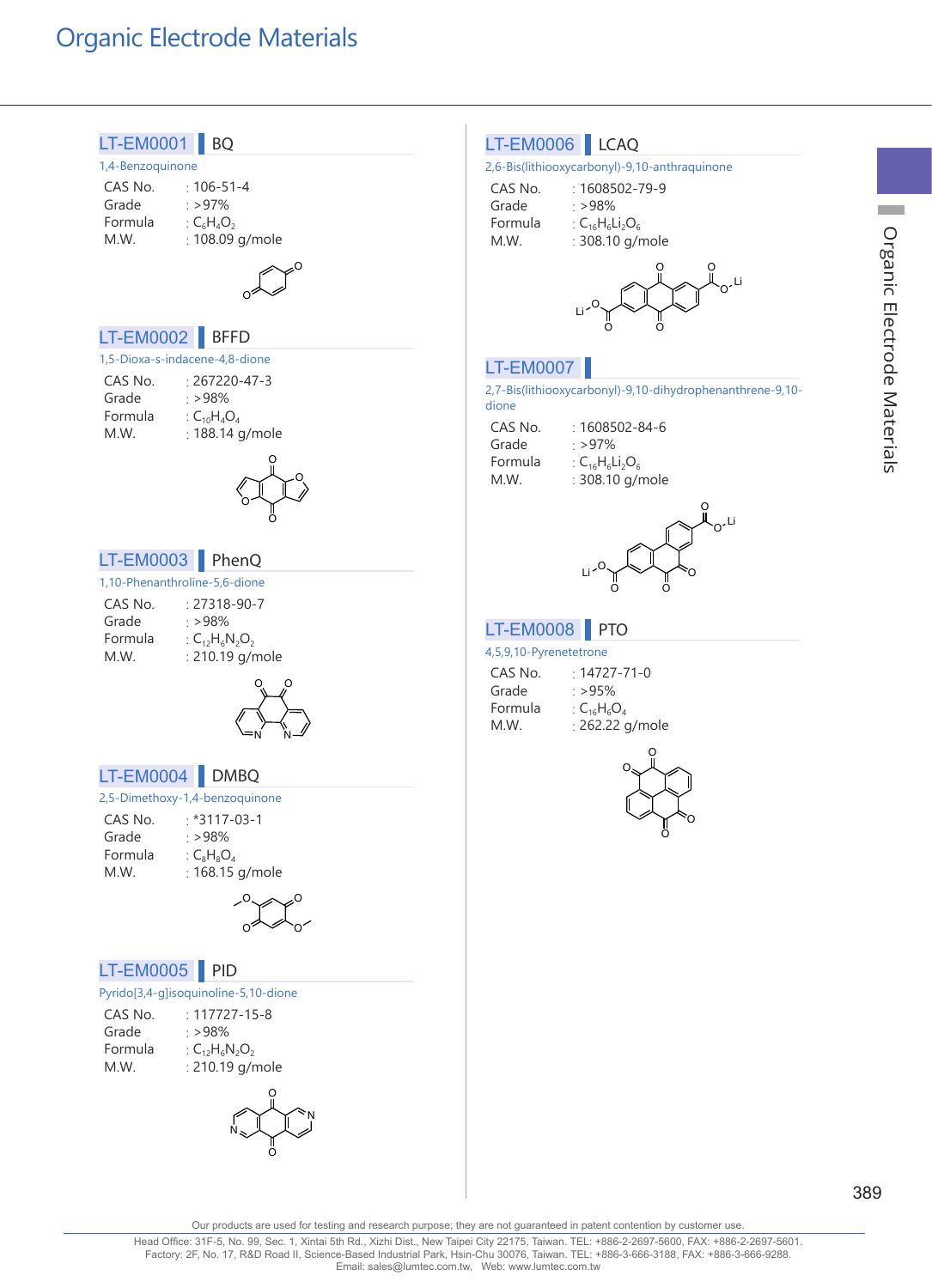# Organic Electrode Materials

## LT-EM0001 BQ

1,4-Benzoquinone

| | |
|---|---|
| CAS No. | : 106-51-4 |
| Grade | : >97% |
| Formula | : $C_6H_4O_2$ |
| M.W. | : 108.09 g/mole |

## LT-EM0002 BFFD

1,5-Dioxa-s-indacene-4,8-dione

| | |
|---|---|
| CAS No. | : 267220-47-3 |
| Grade | : >98% |
| Formula | : $C_{10}H_4O_4$ |
| M.W. | : 188.14 g/mole |

## LT-EM0003 PhenQ

1,10-Phenanthroline-5,6-dione

| | |
|---|---|
| CAS No. | : 27318-90-7 |
| Grade | : >98% |
| Formula | : $C_{12}H_6N_2O_2$ |
| M.W. | : 210.19 g/mole |

## LT-EM0004 DMBQ

2,5-Dimethoxy-1,4-benzoquinone

| | |
|---|---|
| CAS No. | : *3117-03-1 |
| Grade | : >98% |
| Formula | : $C_8H_8O_4$ |
| M.W. | : 168.15 g/mole |

## LT-EM0005 PID

Pyrido[3,4-g]isoquinoline-5,10-dione

| | |
|---|---|
| CAS No. | : 117727-15-8 |
| Grade | : >98% |
| Formula | : $C_{12}H_6N_2O_2$ |
| M.W. | : 210.19 g/mole |

## LT-EM0006 LCAQ

2,6-Bis(lithiooxycarbonyl)-9,10-anthraquinone

| | |
|---|---|
| CAS No. | : 1608502-79-9 |
| Grade | : >98% |
| Formula | : $C_{16}H_6Li_2O_6$ |
| M.W. | : 308.10 g/mole |

## LT-EM0007

2,7-Bis(lithiooxycarbonyl)-9,10-dihydrophenanthrene-9,10-dione

| | |
|---|---|
| CAS No. | : 1608502-84-6 |
| Grade | : >97% |
| Formula | : $C_{16}H_6Li_2O_6$ |
| M.W. | : 308.10 g/mole |

## LT-EM0008 PTO

4,5,9,10-Pyrenetetrone

| | |
|---|---|
| CAS No. | : 14727-71-0 |
| Grade | : >95% |
| Formula | : $C_{16}H_6O_4$ |
| M.W. | : 262.22 g/mole |

Our products are used for testing and research purpose; they are not guaranteed in patent contention by customer use.

Head Office: 31F-5, No. 99, Sec. 1, Xintai 5th Rd., Xizhi Dist., New Taipei City 22175, Taiwan. TEL: +886-2-2697-5600, FAX: +886-2-2697-5601.
Factory: 2F, No. 17, R&D Road II, Science-Based Industrial Park, Hsin-Chu 30076, Taiwan. TEL: +886-3-666-3188, FAX: +886-3-666-9288.
Email: sales@lumtec.com.tw, Web: www.lumtec.com.tw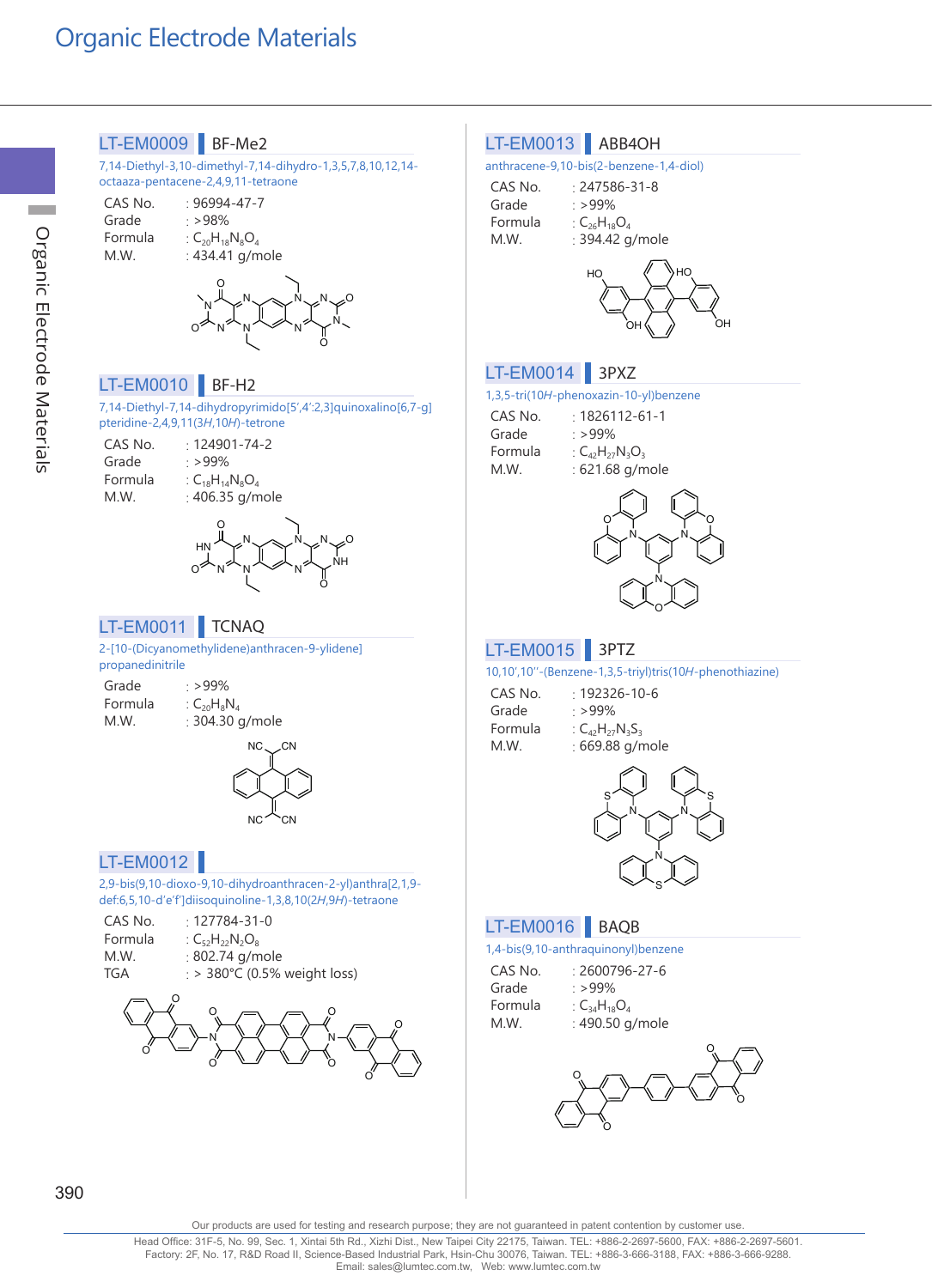# Organic Electrode Materials

## LT-EM0009 BF-Me2

7,14-Diethyl-3,10-dimethyl-7,14-dihydro-1,3,5,7,8,10,12,14-octaaza-pentacene-2,4,9,11-tetraone

| | |
|---|---|
| CAS No. | : 96994-47-7 |
| Grade | : >98% |
| Formula | : $C_{20}H_{18}N_8O_4$ |
| M.W. | : 434.41 g/mole |

## LT-EM0010 BF-H2

7,14-Diethyl-7,14-dihydropyrimido[5',4':2,3]quinoxalino[6,7-g]pteridine-2,4,9,11(3*H*,10*H*)-tetrone

| | |
|---|---|
| CAS No. | : 124901-74-2 |
| Grade | : >99% |
| Formula | : $C_{18}H_{14}N_8O_4$ |
| M.W. | : 406.35 g/mole |

## LT-EM0011 TCNAQ

2-[10-(Dicyanomethylidene)anthracen-9-ylidene]propanedinitrile

| | |
|---|---|
| Grade | : >99% |
| Formula | : $C_{20}H_8N_4$ |
| M.W. | : 304.30 g/mole |

## LT-EM0012

2,9-bis(9,10-dioxo-9,10-dihydroanthracen-2-yl)anthra[2,1,9-def:6,5,10-d'e'f']diisoquinoline-1,3,8,10(2*H*,9*H*)-tetraone

| | |
|---|---|
| CAS No. | : 127784-31-0 |
| Formula | : $C_{52}H_{22}N_2O_8$ |
| M.W. | : 802.74 g/mole |
| TGA | : > 380°C (0.5% weight loss) |

## LT-EM0013 ABB4OH

anthracene-9,10-bis(2-benzene-1,4-diol)

| | |
|---|---|
| CAS No. | : 247586-31-8 |
| Grade | : >99% |
| Formula | : $C_{26}H_{18}O_4$ |
| M.W. | : 394.42 g/mole |

## LT-EM0014 3PXZ

1,3,5-tri(10*H*-phenoxazin-10-yl)benzene

| | |
|---|---|
| CAS No. | : 1826112-61-1 |
| Grade | : >99% |
| Formula | : $C_{42}H_{27}N_3O_3$ |
| M.W. | : 621.68 g/mole |

## LT-EM0015 3PTZ

10,10',10''-(Benzene-1,3,5-triyl)tris(10*H*-phenothiazine)

| | |
|---|---|
| CAS No. | : 192326-10-6 |
| Grade | : >99% |
| Formula | : $C_{42}H_{27}N_3S_3$ |
| M.W. | : 669.88 g/mole |

## LT-EM0016 BAQB

1,4-bis(9,10-anthraquinonyl)benzene

| | |
|---|---|
| CAS No. | : 2600796-27-6 |
| Grade | : >99% |
| Formula | : $C_{34}H_{18}O_4$ |
| M.W. | : 490.50 g/mole |

Our products are used for testing and research purpose; they are not guaranteed in patent contention by customer use.

Head Office: 31F-5, No. 99, Sec. 1, Xintai 5th Rd., Xizhi Dist., New Taipei City 22175, Taiwan. TEL: +886-2-2697-5600, FAX: +886-2-2697-5601.
Factory: 2F, No. 17, R&D Road II, Science-Based Industrial Park, Hsin-Chu 30076, Taiwan. TEL: +886-3-666-3188, FAX: +886-3-666-9288.
Email: sales@lumtec.com.tw, Web: www.lumtec.com.tw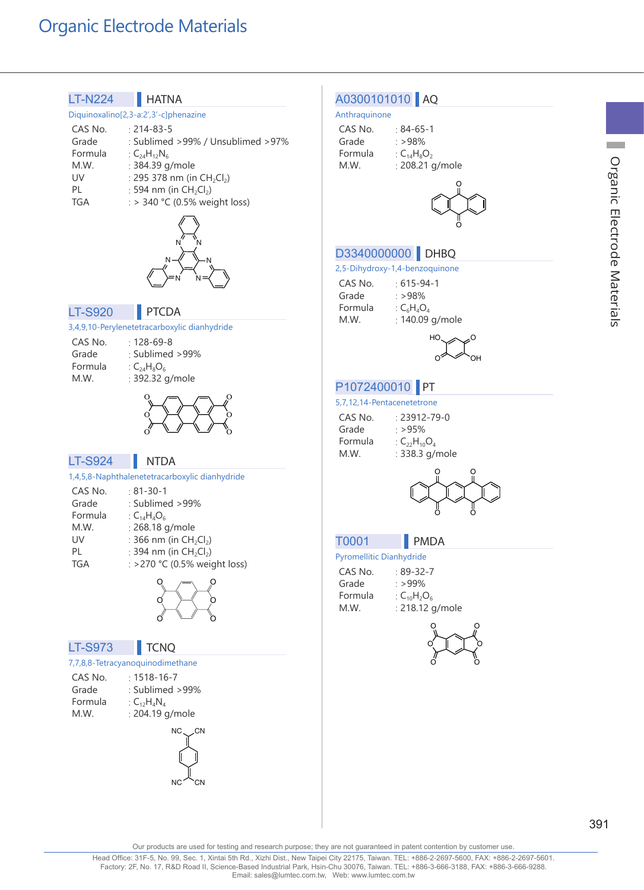# Organic Electrode Materials

## LT-N224 HATNA

Diquinoxalino[2,3-a:2',3'-c]phenazine

| | |
|---|---|
| CAS No. | : 214-83-5 |
| Grade | : Sublimed >99% / Unsublimed >97% |
| Formula | : $C_{24}H_{12}N_6$ |
| M.W. | : 384.39 g/mole |
| UV | : 295 378 nm (in $CH_2Cl_2$) |
| PL | : 594 nm (in $CH_2Cl_2$) |
| TGA | : > 340 °C (0.5% weight loss) |

## LT-S920 PTCDA

3,4,9,10-Perylenetetracarboxylic dianhydride

| | |
|---|---|
| CAS No. | : 128-69-8 |
| Grade | : Sublimed >99% |
| Formula | : $C_{24}H_8O_6$ |
| M.W. | : 392.32 g/mole |

## LT-S924 NTDA

1,4,5,8-Naphthalenetetracarboxylic dianhydride

| | |
|---|---|
| CAS No. | : 81-30-1 |
| Grade | : Sublimed >99% |
| Formula | : $C_{14}H_4O_6$ |
| M.W. | : 268.18 g/mole |
| UV | : 366 nm (in $CH_2Cl_2$) |
| PL | : 394 nm (in $CH_2Cl_2$) |
| TGA | : >270 °C (0.5% weight loss) |

## LT-S973 TCNQ

7,7,8,8-Tetracyanoquinodimethane

| | |
|---|---|
| CAS No. | : 1518-16-7 |
| Grade | : Sublimed >99% |
| Formula | : $C_{12}H_4N_4$ |
| M.W. | : 204.19 g/mole |

## A0300101010 AQ

Anthraquinone

| | |
|---|---|
| CAS No. | : 84-65-1 |
| Grade | : >98% |
| Formula | : $C_{14}H_8O_2$ |
| M.W. | : 208.21 g/mole |

## D3340000000 DHBQ

2,5-Dihydroxy-1,4-benzoquinone

| | |
|---|---|
| CAS No. | : 615-94-1 |
| Grade | : >98% |
| Formula | : $C_6H_4O_4$ |
| M.W. | : 140.09 g/mole |

## P1072400010 PT

5,7,12,14-Pentacenetetrone

| | |
|---|---|
| CAS No. | : 23912-79-0 |
| Grade | : >95% |
| Formula | : $C_{22}H_{10}O_4$ |
| M.W. | : 338.3 g/mole |

## T0001 PMDA

Pyromellitic Dianhydride

| | |
|---|---|
| CAS No. | : 89-32-7 |
| Grade | : >99% |
| Formula | : $C_{10}H_2O_6$ |
| M.W. | : 218.12 g/mole |

Our products are used for testing and research purpose; they are not guaranteed in patent contention by customer use.

Head Office: 31F-5, No. 99, Sec. 1, Xintai 5th Rd., Xizhi Dist., New Taipei City 22175, Taiwan. TEL: +886-2-2697-5600, FAX: +886-2-2697-5601.
Factory: 2F, No. 17, R&D Road II, Science-Based Industrial Park, Hsin-Chu 30076, Taiwan. TEL: +886-3-666-3188, FAX: +886-3-666-9288.
Email: sales@lumtec.com.tw, Web: www.lumtec.com.tw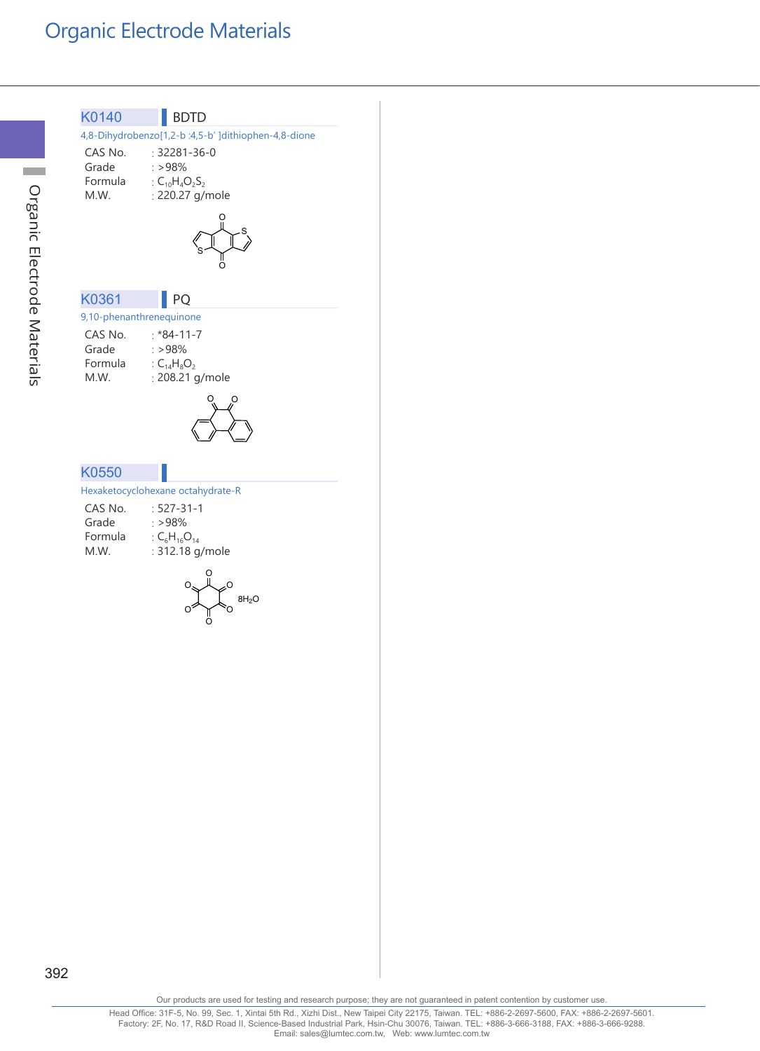# Organic Electrode Materials

## K0140 BDTD

4,8-Dihydrobenzo[1,2-b :4,5-b' ]dithiophen-4,8-dione

| | |
|---|---|
| CAS No. | : 32281-36-0 |
| Grade | : >98% |
| Formula | : $C_{10}H_4O_2S_2$ |
| M.W. | : 220.27 g/mole |

## K0361 PQ

9,10-phenanthrenequinone

| | |
|---|---|
| CAS No. | : *84-11-7 |
| Grade | : >98% |
| Formula | : $C_{14}H_8O_2$ |
| M.W. | : 208.21 g/mole |

## K0550

Hexaketocyclohexane octahydrate-R

| | |
|---|---|
| CAS No. | : 527-31-1 |
| Grade | : >98% |
| Formula | : $C_6H_{16}O_{14}$ |
| M.W. | : 312.18 g/mole |

$8H_2O$

Our products are used for testing and research purpose; they are not guaranteed in patent contention by customer use.

Head Office: 31F-5, No. 99, Sec. 1, Xintai 5th Rd., Xizhi Dist., New Taipei City 22175, Taiwan. TEL: +886-2-2697-5600, FAX: +886-2-2697-5601.
Factory: 2F, No. 17, R&D Road II, Science-Based Industrial Park, Hsin-Chu 30076, Taiwan. TEL: +886-3-666-3188, FAX: +886-3-666-9288.
Email: sales@lumtec.com.tw, Web: www.lumtec.com.tw